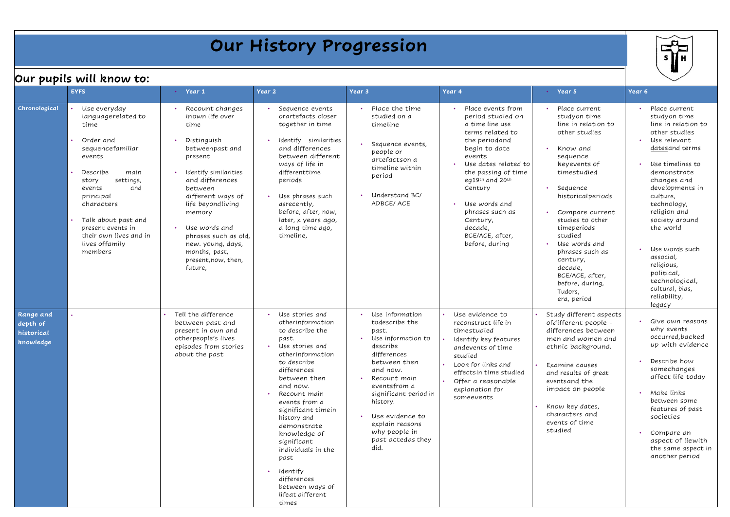# Our History Progression

## Our pupils will know to:

| | EYFS | Year 1 | Year 2 | Year 3 | Year 4 | Year 5 | Year 6 |
|---|---|---|---|---|---|---|---|
| **Chronological** | • Use everyday languagerelated to time<br>• Order and sequencefamiliar events<br>• Describe main story settings, events and principal characters<br>• Talk about past and present events in their own lives and in lives offamily members | • Recount changes inown life over time<br>• Distinguish betweenpast and present<br>• Identify similarities and differences between different ways of life beyondliving memory<br>• Use words and phrases such as old, new. young, days, months, past, present,now, then, future, | • Sequence events orartefacts closer together in time<br>• Identify similarities and differences between different ways of life in differenttime periods<br>• Use phrases such asrecently, before, after, now, later, x years ago, a long time ago, timeline, | • Place the time studied on a timeline<br>• Sequence events, people or artefactson a timeline within period<br>• Understand BC/ ADBCE/ ACE | • Place events from period studied on a time line use terms related to the periodand begin to date events<br>• Use dates related to the passing of time eg19th and 20th Century<br>• Use words and phrases such as Century, decade, BCE/ACE, after, before, during | • Place current studyon time line in relation to other studies<br>• Know and sequence keyevents of timestudied<br>• Sequence historicalperiods<br>• Compare current studies to other timeperiods studied<br>• Use words and phrases such as century, decade, BCE/ACE, after, before, during, Tudors, era, period | • Place current studyon time line in relation to other studies<br>• Use relevant datesand terms<br>• Use timelines to demonstrate changes and developments in culture, technology, religion and society around the world<br>• Use words such associal, religious, political, technological, cultural, bias, reliability, legacy |
| **Range and depth of historical knowledge** | • | • Tell the difference between past and present in own and otherpeople's lives episodes from stories about the past | • Use stories and otherinformation to describe the past.<br>• Use stories and otherinformation to describe differences between then and now.<br>• Recount main events from a significant timein history and demonstrate knowledge of significant individuals in the past<br>• Identify differences between ways of lifeat different times | • Use information todescribe the past.<br>• Use information to describe differences between then and now.<br>• Recount main eventsfrom a significant period in history.<br>• Use evidence to explain reasons why people in past actedas they did. | • Use evidence to reconstruct life in timestudied<br>• Identify key features andevents of time studied<br>• Look for links and effectsin time studied<br>• Offer a reasonable explanation for someevents | • Study different aspects ofdifferent people - differences between men and women and ethnic background.<br>• Examine causes and results of great eventsand the impact on people<br>• Know key dates, characters and events of time studied | • Give own reasons why events occurred,backed up with evidence<br>• Describe how somechanges affect life today<br>• Make links between some features of past societies<br>• Compare an aspect of liewith the same aspect in another period |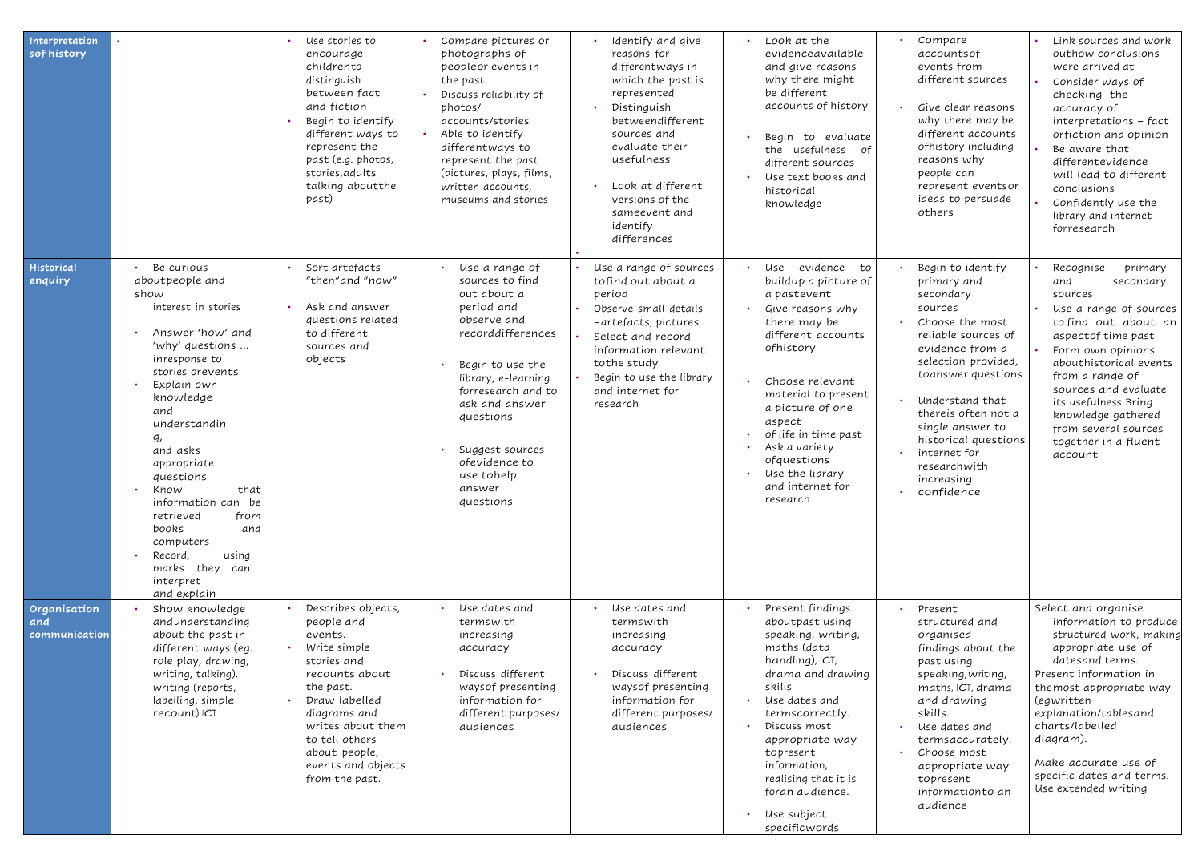| | | | | | | | |
|---|---|---|---|---|---|---|---|
| **Interpretations of history** | • | • Use stories to encourage childrento distinguish between fact and fiction<br>• Begin to identify different ways to represent the past (e.g. photos, stories,adults talking aboutthe past) | • Compare pictures or photographs of peopleor events in the past<br>• Discuss reliability of photos/ accounts/stories<br>• Able to identify differentways to represent the past (pictures, plays, films, written accounts, museums and stories | • Identify and give reasons for differentways in which the past is represented<br>• Distinguish betweendifferent sources and evaluate their usefulness<br>• Look at different versions of the sameevent and identify differences<br>• | • Look at the evidenceavailable and give reasons why there might be different accounts of history<br>• Begin to evaluate the usefulness of different sources<br>• Use text books and historical knowledge | • Compare accountsof events from different sources<br>• Give clear reasons why there may be different accounts ofhistory including reasons why people can represent eventsor ideas to persuade others | • Link sources and work outhow conclusions were arrived at<br>• Consider ways of checking the accuracy of interpretations – fact orfiction and opinion<br>• Be aware that differentevidence will lead to different conclusions<br>• Confidently use the library and internet forresearch |
| **Historical enquiry** | • Be curious aboutpeople and show interest in stories<br>• Answer 'how' and 'why' questions ... inresponse to stories orevents<br>• Explain own knowledge and understanding, and asks appropriate questions<br>• Know that information can be retrieved from books and computers<br>• Record, using marks they can interpret and explain | • Sort artefacts "then"and "now"<br>• Ask and answer questions related to different sources and objects | • Use a range of sources to find out about a period and observe and recorddifferences<br>• Begin to use the library, e-learning forresearch and to ask and answer questions<br>• Suggest sources ofevidence to use tohelp answer questions | • Use a range of sources tofind out about a period<br>• Observe small details –artefacts, pictures<br>• Select and record information relevant tothe study<br>• Begin to use the library and internet for research | • Use evidence to buildup a picture of a pastevent<br>• Give reasons why there may be different accounts ofhistory<br>• Choose relevant material to present a picture of one aspect of life in time past<br>• Ask a variety ofquestions<br>• Use the library and internet for research | • Begin to identify primary and secondary sources<br>• Choose the most reliable sources of evidence from a selection provided, toanswer questions<br>• Understand that thereis often not a single answer to historical questions<br>• internet for researchwith increasing confidence | • Recognise primary and secondary sources<br>• Use a range of sources to find out about an aspectof time past<br>• Form own opinions abouthistorical events from a range of sources and evaluate its usefulness Bring knowledge gathered from several sources together in a fluent account |
| **Organisation and communication** | • Show knowledge andunderstanding about the past in different ways (eg. role play, drawing, writing, talking). writing (reports, labelling, simple recount) ICT | • Describes objects, people and events.<br>• Write simple stories and recounts about the past.<br>• Draw labelled diagrams and writes about them to tell others about people, events and objects from the past. | • Use dates and termswith increasing accuracy<br>• Discuss different waysof presenting information for different purposes/ audiences | • Use dates and termswith increasing accuracy<br>• Discuss different waysof presenting information for different purposes/ audiences | • Present findings aboutpast using speaking, writing, maths (data handling), ICT, drama and drawing skills<br>• Use dates and termscorrectly.<br>• Discuss most appropriate way topresent information, realising that it is foran audience.<br>• Use subject specificwords | • Present structured and organised findings about the past using speaking,writing, maths, ICT, drama and drawing skills.<br>• Use dates and termsaccurately.<br>• Choose most appropriate way topresent informationto an audience | Select and organise information to produce structured work, making appropriate use of datesand terms.<br>Present information in themost appropriate way (egwritten explanation/tablesand charts/labelled diagram).<br>Make accurate use of specific dates and terms.<br>Use extended writing |